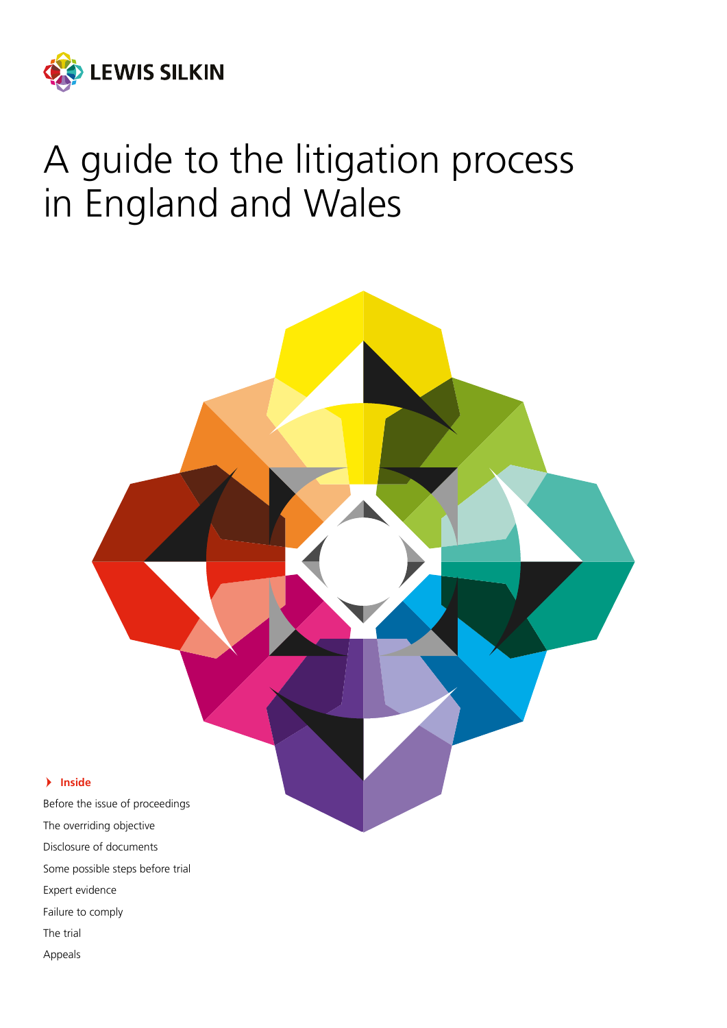LEWIS SILKIN

# A guide to the litigation process in England and Wales

**Inside**

- Before the issue of proceedings
- The overriding objective
- Disclosure of documents
- Some possible steps before trial
- Expert evidence
- Failure to comply
- The trial
- Appeals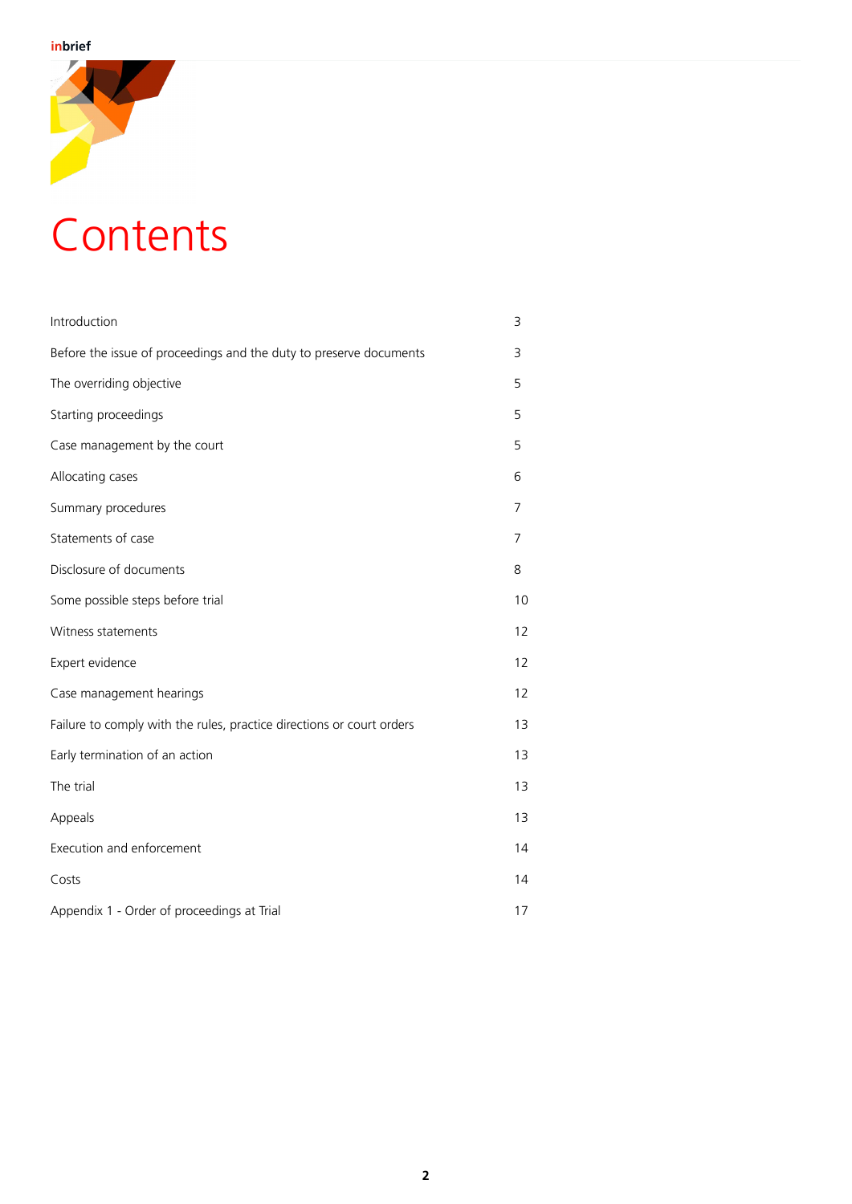# Contents

| | |
|---|---|
| Introduction | 3 |
| Before the issue of proceedings and the duty to preserve documents | 3 |
| The overriding objective | 5 |
| Starting proceedings | 5 |
| Case management by the court | 5 |
| Allocating cases | 6 |
| Summary procedures | 7 |
| Statements of case | 7 |
| Disclosure of documents | 8 |
| Some possible steps before trial | 10 |
| Witness statements | 12 |
| Expert evidence | 12 |
| Case management hearings | 12 |
| Failure to comply with the rules, practice directions or court orders | 13 |
| Early termination of an action | 13 |
| The trial | 13 |
| Appeals | 13 |
| Execution and enforcement | 14 |
| Costs | 14 |
| Appendix 1 - Order of proceedings at Trial | 17 |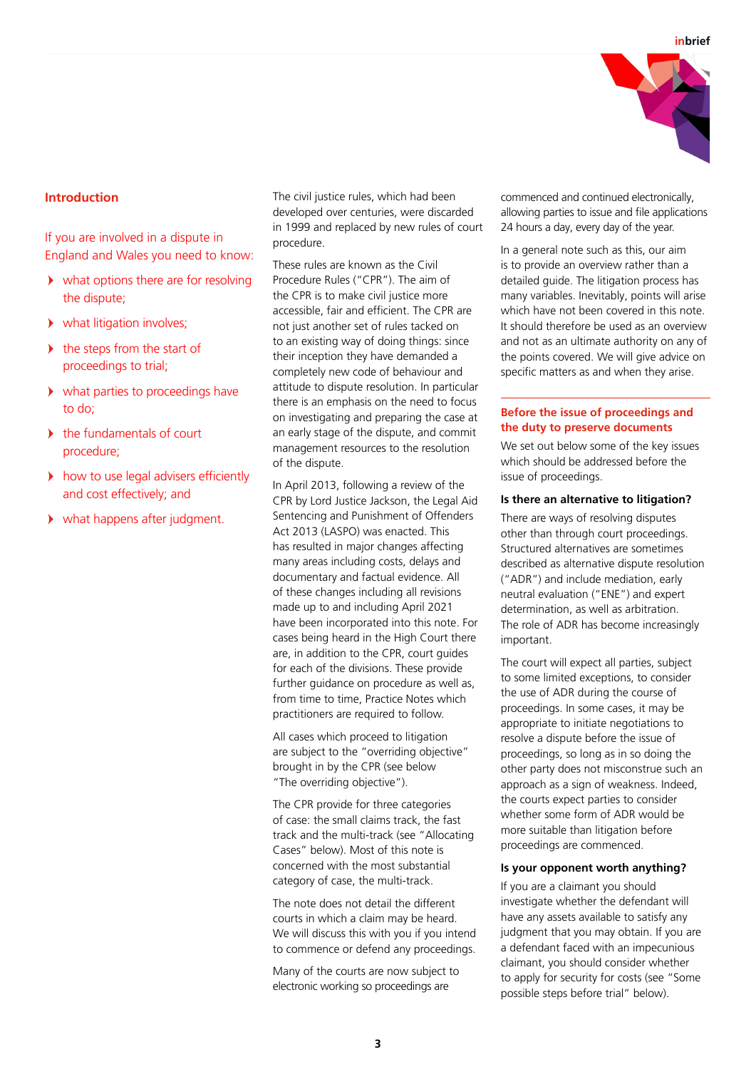## Introduction

If you are involved in a dispute in England and Wales you need to know:

- what options there are for resolving the dispute;
- what litigation involves;
- the steps from the start of proceedings to trial;
- what parties to proceedings have to do;
- the fundamentals of court procedure;
- how to use legal advisers efficiently and cost effectively; and
- what happens after judgment.

The civil justice rules, which had been developed over centuries, were discarded in 1999 and replaced by new rules of court procedure.

These rules are known as the Civil Procedure Rules ("CPR"). The aim of the CPR is to make civil justice more accessible, fair and efficient. The CPR are not just another set of rules tacked on to an existing way of doing things: since their inception they have demanded a completely new code of behaviour and attitude to dispute resolution. In particular there is an emphasis on the need to focus on investigating and preparing the case at an early stage of the dispute, and commit management resources to the resolution of the dispute.

In April 2013, following a review of the CPR by Lord Justice Jackson, the Legal Aid Sentencing and Punishment of Offenders Act 2013 (LASPO) was enacted. This has resulted in major changes affecting many areas including costs, delays and documentary and factual evidence. All of these changes including all revisions made up to and including April 2021 have been incorporated into this note. For cases being heard in the High Court there are, in addition to the CPR, court guides for each of the divisions. These provide further guidance on procedure as well as, from time to time, Practice Notes which practitioners are required to follow.

All cases which proceed to litigation are subject to the "overriding objective" brought in by the CPR (see below "The overriding objective").

The CPR provide for three categories of case: the small claims track, the fast track and the multi-track (see "Allocating Cases" below). Most of this note is concerned with the most substantial category of case, the multi-track.

The note does not detail the different courts in which a claim may be heard. We will discuss this with you if you intend to commence or defend any proceedings.

Many of the courts are now subject to electronic working so proceedings are commenced and continued electronically, allowing parties to issue and file applications 24 hours a day, every day of the year.

In a general note such as this, our aim is to provide an overview rather than a detailed guide. The litigation process has many variables. Inevitably, points will arise which have not been covered in this note. It should therefore be used as an overview and not as an ultimate authority on any of the points covered. We will give advice on specific matters as and when they arise.

## Before the issue of proceedings and the duty to preserve documents

We set out below some of the key issues which should be addressed before the issue of proceedings.

### Is there an alternative to litigation?

There are ways of resolving disputes other than through court proceedings. Structured alternatives are sometimes described as alternative dispute resolution ("ADR") and include mediation, early neutral evaluation ("ENE") and expert determination, as well as arbitration. The role of ADR has become increasingly important.

The court will expect all parties, subject to some limited exceptions, to consider the use of ADR during the course of proceedings. In some cases, it may be appropriate to initiate negotiations to resolve a dispute before the issue of proceedings, so long as in so doing the other party does not misconstrue such an approach as a sign of weakness. Indeed, the courts expect parties to consider whether some form of ADR would be more suitable than litigation before proceedings are commenced.

### Is your opponent worth anything?

If you are a claimant you should investigate whether the defendant will have any assets available to satisfy any judgment that you may obtain. If you are a defendant faced with an impecunious claimant, you should consider whether to apply for security for costs (see "Some possible steps before trial" below).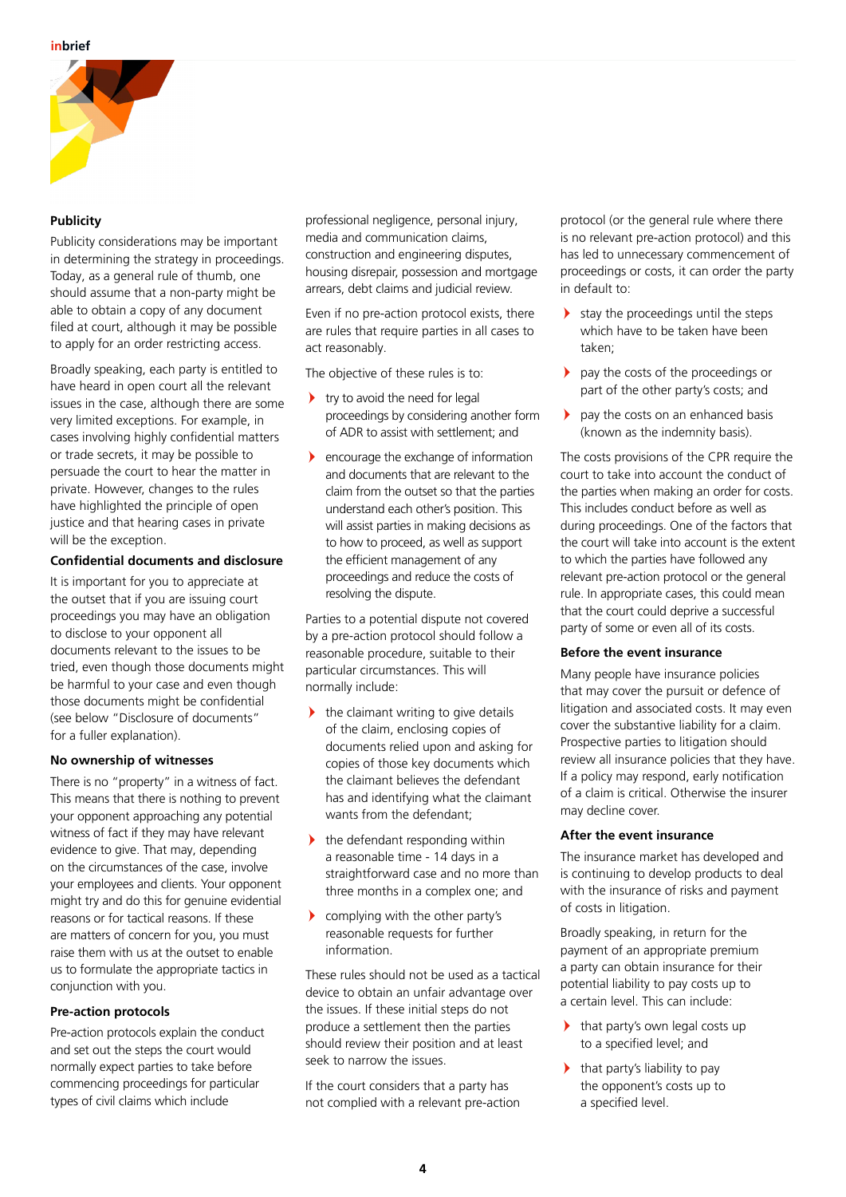## Publicity

Publicity considerations may be important in determining the strategy in proceedings. Today, as a general rule of thumb, one should assume that a non-party might be able to obtain a copy of any document filed at court, although it may be possible to apply for an order restricting access.

Broadly speaking, each party is entitled to have heard in open court all the relevant issues in the case, although there are some very limited exceptions. For example, in cases involving highly confidential matters or trade secrets, it may be possible to persuade the court to hear the matter in private. However, changes to the rules have highlighted the principle of open justice and that hearing cases in private will be the exception.

## Confidential documents and disclosure

It is important for you to appreciate at the outset that if you are issuing court proceedings you may have an obligation to disclose to your opponent all documents relevant to the issues to be tried, even though those documents might be harmful to your case and even though those documents might be confidential (see below "Disclosure of documents" for a fuller explanation).

## No ownership of witnesses

There is no "property" in a witness of fact. This means that there is nothing to prevent your opponent approaching any potential witness of fact if they may have relevant evidence to give. That may, depending on the circumstances of the case, involve your employees and clients. Your opponent might try and do this for genuine evidential reasons or for tactical reasons. If these are matters of concern for you, you must raise them with us at the outset to enable us to formulate the appropriate tactics in conjunction with you.

## Pre-action protocols

Pre-action protocols explain the conduct and set out the steps the court would normally expect parties to take before commencing proceedings for particular types of civil claims which include professional negligence, personal injury, media and communication claims, construction and engineering disputes, housing disrepair, possession and mortgage arrears, debt claims and judicial review.

Even if no pre-action protocol exists, there are rules that require parties in all cases to act reasonably.

The objective of these rules is to:

- try to avoid the need for legal proceedings by considering another form of ADR to assist with settlement; and
- encourage the exchange of information and documents that are relevant to the claim from the outset so that the parties understand each other's position. This will assist parties in making decisions as to how to proceed, as well as support the efficient management of any proceedings and reduce the costs of resolving the dispute.

Parties to a potential dispute not covered by a pre-action protocol should follow a reasonable procedure, suitable to their particular circumstances. This will normally include:

- the claimant writing to give details of the claim, enclosing copies of documents relied upon and asking for copies of those key documents which the claimant believes the defendant has and identifying what the claimant wants from the defendant;
- the defendant responding within a reasonable time - 14 days in a straightforward case and no more than three months in a complex one; and
- complying with the other party's reasonable requests for further information.

These rules should not be used as a tactical device to obtain an unfair advantage over the issues. If these initial steps do not produce a settlement then the parties should review their position and at least seek to narrow the issues.

If the court considers that a party has not complied with a relevant pre-action protocol (or the general rule where there is no relevant pre-action protocol) and this has led to unnecessary commencement of proceedings or costs, it can order the party in default to:

- stay the proceedings until the steps which have to be taken have been taken;
- pay the costs of the proceedings or part of the other party's costs; and
- pay the costs on an enhanced basis (known as the indemnity basis).

The costs provisions of the CPR require the court to take into account the conduct of the parties when making an order for costs. This includes conduct before as well as during proceedings. One of the factors that the court will take into account is the extent to which the parties have followed any relevant pre-action protocol or the general rule. In appropriate cases, this could mean that the court could deprive a successful party of some or even all of its costs.

## Before the event insurance

Many people have insurance policies that may cover the pursuit or defence of litigation and associated costs. It may even cover the substantive liability for a claim. Prospective parties to litigation should review all insurance policies that they have. If a policy may respond, early notification of a claim is critical. Otherwise the insurer may decline cover.

## After the event insurance

The insurance market has developed and is continuing to develop products to deal with the insurance of risks and payment of costs in litigation.

Broadly speaking, in return for the payment of an appropriate premium a party can obtain insurance for their potential liability to pay costs up to a certain level. This can include:

- that party's own legal costs up to a specified level; and
- that party's liability to pay the opponent's costs up to a specified level.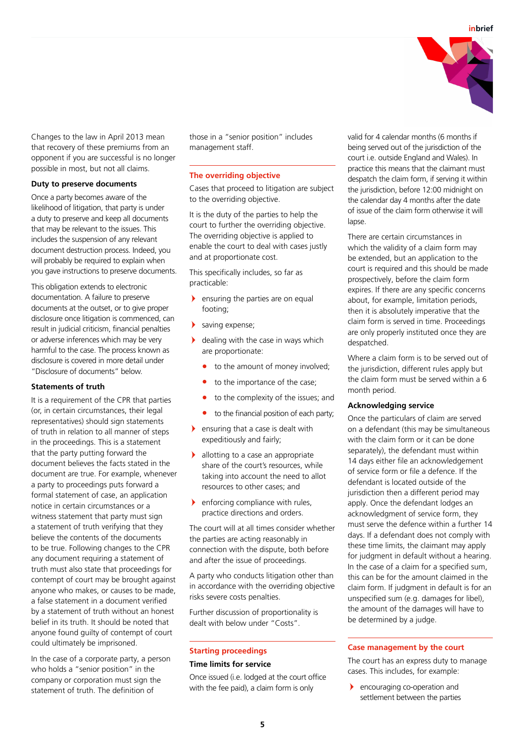Changes to the law in April 2013 mean that recovery of these premiums from an opponent if you are successful is no longer possible in most, but not all claims.

### Duty to preserve documents

Once a party becomes aware of the likelihood of litigation, that party is under a duty to preserve and keep all documents that may be relevant to the issues. This includes the suspension of any relevant document destruction process. Indeed, you will probably be required to explain when you gave instructions to preserve documents.

This obligation extends to electronic documentation. A failure to preserve documents at the outset, or to give proper disclosure once litigation is commenced, can result in judicial criticism, financial penalties or adverse inferences which may be very harmful to the case. The process known as disclosure is covered in more detail under "Disclosure of documents" below.

### Statements of truth

It is a requirement of the CPR that parties (or, in certain circumstances, their legal representatives) should sign statements of truth in relation to all manner of steps in the proceedings. This is a statement that the party putting forward the document believes the facts stated in the document are true. For example, whenever a party to proceedings puts forward a formal statement of case, an application notice in certain circumstances or a witness statement that party must sign a statement of truth verifying that they believe the contents of the documents to be true. Following changes to the CPR any document requiring a statement of truth must also state that proceedings for contempt of court may be brought against anyone who makes, or causes to be made, a false statement in a document verified by a statement of truth without an honest belief in its truth. It should be noted that anyone found guilty of contempt of court could ultimately be imprisoned.

In the case of a corporate party, a person who holds a "senior position" in the company or corporation must sign the statement of truth. The definition of those in a "senior position" includes management staff.

## The overriding objective

Cases that proceed to litigation are subject to the overriding objective.

It is the duty of the parties to help the court to further the overriding objective. The overriding objective is applied to enable the court to deal with cases justly and at proportionate cost.

This specifically includes, so far as practicable:

- ensuring the parties are on equal footing;
- saving expense;
- dealing with the case in ways which are proportionate:
  - to the amount of money involved;
  - to the importance of the case;
  - to the complexity of the issues; and
  - to the financial position of each party;
- ensuring that a case is dealt with expeditiously and fairly;
- allotting to a case an appropriate share of the court's resources, while taking into account the need to allot resources to other cases; and
- enforcing compliance with rules, practice directions and orders.

The court will at all times consider whether the parties are acting reasonably in connection with the dispute, both before and after the issue of proceedings.

A party who conducts litigation other than in accordance with the overriding objective risks severe costs penalties.

Further discussion of proportionality is dealt with below under "Costs".

## Starting proceedings

### Time limits for service

Once issued (i.e. lodged at the court office with the fee paid), a claim form is only valid for 4 calendar months (6 months if being served out of the jurisdiction of the court i.e. outside England and Wales). In practice this means that the claimant must despatch the claim form, if serving it within the jurisdiction, before 12:00 midnight on the calendar day 4 months after the date of issue of the claim form otherwise it will lapse.

There are certain circumstances in which the validity of a claim form may be extended, but an application to the court is required and this should be made prospectively, before the claim form expires. If there are any specific concerns about, for example, limitation periods, then it is absolutely imperative that the claim form is served in time. Proceedings are only properly instituted once they are despatched.

Where a claim form is to be served out of the jurisdiction, different rules apply but the claim form must be served within a 6 month period.

### Acknowledging service

Once the particulars of claim are served on a defendant (this may be simultaneous with the claim form or it can be done separately), the defendant must within 14 days either file an acknowledgement of service form or file a defence. If the defendant is located outside of the jurisdiction then a different period may apply. Once the defendant lodges an acknowledgment of service form, they must serve the defence within a further 14 days. If a defendant does not comply with these time limits, the claimant may apply for judgment in default without a hearing. In the case of a claim for a specified sum, this can be for the amount claimed in the claim form. If judgment in default is for an unspecified sum (e.g. damages for libel), the amount of the damages will have to be determined by a judge.

## Case management by the court

The court has an express duty to manage cases. This includes, for example:

- encouraging co-operation and settlement between the parties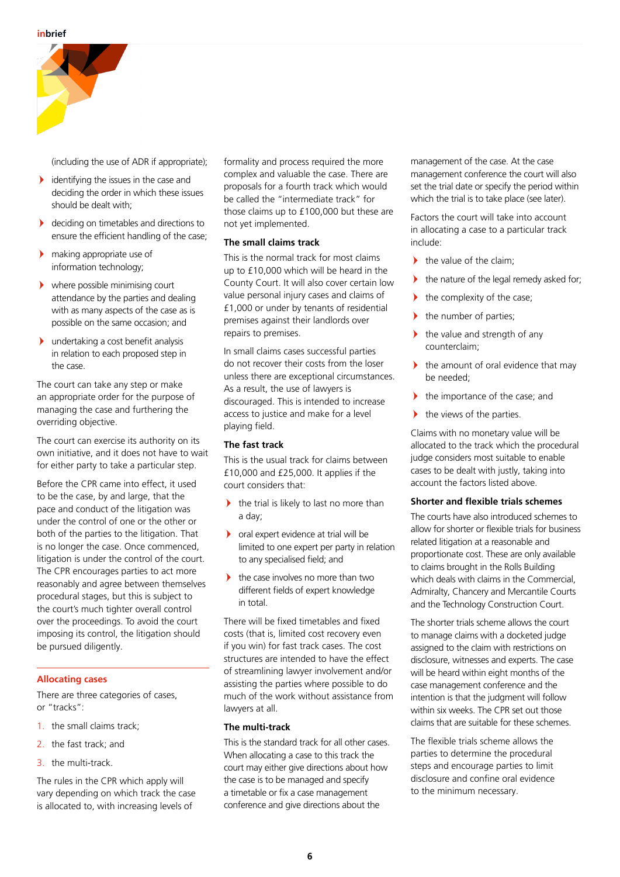(including the use of ADR if appropriate);

- identifying the issues in the case and deciding the order in which these issues should be dealt with;
- deciding on timetables and directions to ensure the efficient handling of the case;
- making appropriate use of information technology;
- where possible minimising court attendance by the parties and dealing with as many aspects of the case as is possible on the same occasion; and
- undertaking a cost benefit analysis in relation to each proposed step in the case.

The court can take any step or make an appropriate order for the purpose of managing the case and furthering the overriding objective.

The court can exercise its authority on its own initiative, and it does not have to wait for either party to take a particular step.

Before the CPR came into effect, it used to be the case, by and large, that the pace and conduct of the litigation was under the control of one or the other or both of the parties to the litigation. That is no longer the case. Once commenced, litigation is under the control of the court. The CPR encourages parties to act more reasonably and agree between themselves procedural stages, but this is subject to the court's much tighter overall control over the proceedings. To avoid the court imposing its control, the litigation should be pursued diligently.

## Allocating cases

There are three categories of cases, or "tracks":

1. the small claims track;
2. the fast track; and
3. the multi-track.

The rules in the CPR which apply will vary depending on which track the case is allocated to, with increasing levels of formality and process required the more complex and valuable the case. There are proposals for a fourth track which would be called the "intermediate track" for those claims up to £100,000 but these are not yet implemented.

### The small claims track

This is the normal track for most claims up to £10,000 which will be heard in the County Court. It will also cover certain low value personal injury cases and claims of £1,000 or under by tenants of residential premises against their landlords over repairs to premises.

In small claims cases successful parties do not recover their costs from the loser unless there are exceptional circumstances. As a result, the use of lawyers is discouraged. This is intended to increase access to justice and make for a level playing field.

### The fast track

This is the usual track for claims between £10,000 and £25,000. It applies if the court considers that:

- the trial is likely to last no more than a day;
- oral expert evidence at trial will be limited to one expert per party in relation to any specialised field; and
- the case involves no more than two different fields of expert knowledge in total.

There will be fixed timetables and fixed costs (that is, limited cost recovery even if you win) for fast track cases. The cost structures are intended to have the effect of streamlining lawyer involvement and/or assisting the parties where possible to do much of the work without assistance from lawyers at all.

### The multi-track

This is the standard track for all other cases. When allocating a case to this track the court may either give directions about how the case is to be managed and specify a timetable or fix a case management conference and give directions about the management of the case. At the case management conference the court will also set the trial date or specify the period within which the trial is to take place (see later).

Factors the court will take into account in allocating a case to a particular track include:

- the value of the claim;
- the nature of the legal remedy asked for;
- the complexity of the case;
- the number of parties;
- the value and strength of any counterclaim;
- the amount of oral evidence that may be needed;
- the importance of the case; and
- the views of the parties.

Claims with no monetary value will be allocated to the track which the procedural judge considers most suitable to enable cases to be dealt with justly, taking into account the factors listed above.

### Shorter and flexible trials schemes

The courts have also introduced schemes to allow for shorter or flexible trials for business related litigation at a reasonable and proportionate cost. These are only available to claims brought in the Rolls Building which deals with claims in the Commercial, Admiralty, Chancery and Mercantile Courts and the Technology Construction Court.

The shorter trials scheme allows the court to manage claims with a docketed judge assigned to the claim with restrictions on disclosure, witnesses and experts. The case will be heard within eight months of the case management conference and the intention is that the judgment will follow within six weeks. The CPR set out those claims that are suitable for these schemes.

The flexible trials scheme allows the parties to determine the procedural steps and encourage parties to limit disclosure and confine oral evidence to the minimum necessary.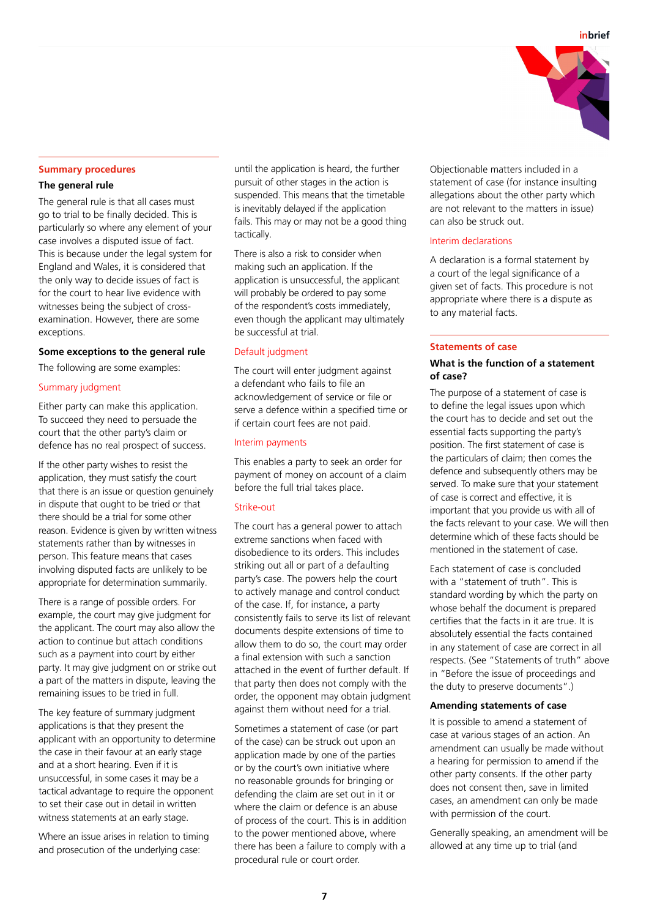## Summary procedures

### The general rule

The general rule is that all cases must go to trial to be finally decided. This is particularly so where any element of your case involves a disputed issue of fact. This is because under the legal system for England and Wales, it is considered that the only way to decide issues of fact is for the court to hear live evidence with witnesses being the subject of cross-examination. However, there are some exceptions.

### Some exceptions to the general rule

The following are some examples:

#### Summary judgment

Either party can make this application. To succeed they need to persuade the court that the other party's claim or defence has no real prospect of success.

If the other party wishes to resist the application, they must satisfy the court that there is an issue or question genuinely in dispute that ought to be tried or that there should be a trial for some other reason. Evidence is given by written witness statements rather than by witnesses in person. This feature means that cases involving disputed facts are unlikely to be appropriate for determination summarily.

There is a range of possible orders. For example, the court may give judgment for the applicant. The court may also allow the action to continue but attach conditions such as a payment into court by either party. It may give judgment on or strike out a part of the matters in dispute, leaving the remaining issues to be tried in full.

The key feature of summary judgment applications is that they present the applicant with an opportunity to determine the case in their favour at an early stage and at a short hearing. Even if it is unsuccessful, in some cases it may be a tactical advantage to require the opponent to set their case out in detail in written witness statements at an early stage.

Where an issue arises in relation to timing and prosecution of the underlying case: until the application is heard, the further pursuit of other stages in the action is suspended. This means that the timetable is inevitably delayed if the application fails. This may or may not be a good thing tactically.

There is also a risk to consider when making such an application. If the application is unsuccessful, the applicant will probably be ordered to pay some of the respondent's costs immediately, even though the applicant may ultimately be successful at trial.

#### Default judgment

The court will enter judgment against a defendant who fails to file an acknowledgement of service or file or serve a defence within a specified time or if certain court fees are not paid.

#### Interim payments

This enables a party to seek an order for payment of money on account of a claim before the full trial takes place.

#### Strike-out

The court has a general power to attach extreme sanctions when faced with disobedience to its orders. This includes striking out all or part of a defaulting party's case. The powers help the court to actively manage and control conduct of the case. If, for instance, a party consistently fails to serve its list of relevant documents despite extensions of time to allow them to do so, the court may order a final extension with such a sanction attached in the event of further default. If that party then does not comply with the order, the opponent may obtain judgment against them without need for a trial.

Sometimes a statement of case (or part of the case) can be struck out upon an application made by one of the parties or by the court's own initiative where no reasonable grounds for bringing or defending the claim are set out in it or where the claim or defence is an abuse of process of the court. This is in addition to the power mentioned above, where there has been a failure to comply with a procedural rule or court order.

Objectionable matters included in a statement of case (for instance insulting allegations about the other party which are not relevant to the matters in issue) can also be struck out.

#### Interim declarations

A declaration is a formal statement by a court of the legal significance of a given set of facts. This procedure is not appropriate where there is a dispute as to any material facts.

## Statements of case

### What is the function of a statement of case?

The purpose of a statement of case is to define the legal issues upon which the court has to decide and set out the essential facts supporting the party's position. The first statement of case is the particulars of claim; then comes the defence and subsequently others may be served. To make sure that your statement of case is correct and effective, it is important that you provide us with all of the facts relevant to your case. We will then determine which of these facts should be mentioned in the statement of case.

Each statement of case is concluded with a "statement of truth". This is standard wording by which the party on whose behalf the document is prepared certifies that the facts in it are true. It is absolutely essential the facts contained in any statement of case are correct in all respects. (See "Statements of truth" above in "Before the issue of proceedings and the duty to preserve documents".)

### Amending statements of case

It is possible to amend a statement of case at various stages of an action. An amendment can usually be made without a hearing for permission to amend if the other party consents. If the other party does not consent then, save in limited cases, an amendment can only be made with permission of the court.

Generally speaking, an amendment will be allowed at any time up to trial (and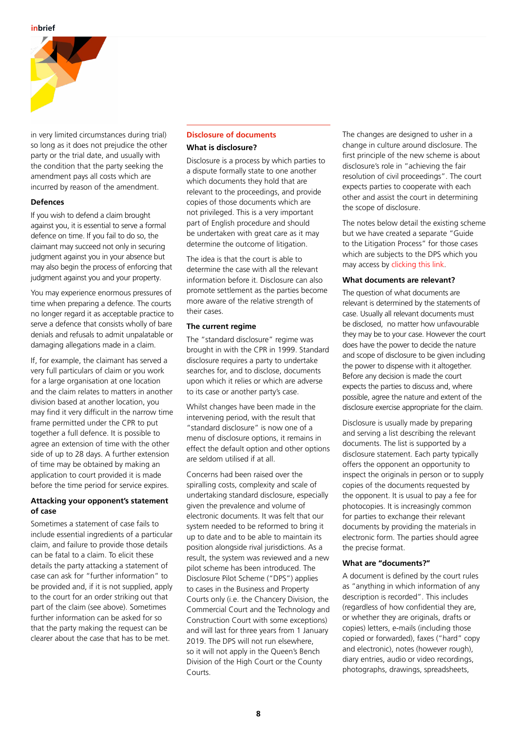in very limited circumstances during trial) so long as it does not prejudice the other party or the trial date, and usually with the condition that the party seeking the amendment pays all costs which are incurred by reason of the amendment.

### Defences

If you wish to defend a claim brought against you, it is essential to serve a formal defence on time. If you fail to do so, the claimant may succeed not only in securing judgment against you in your absence but may also begin the process of enforcing that judgment against you and your property.

You may experience enormous pressures of time when preparing a defence. The courts no longer regard it as acceptable practice to serve a defence that consists wholly of bare denials and refusals to admit unpalatable or damaging allegations made in a claim.

If, for example, the claimant has served a very full particulars of claim or you work for a large organisation at one location and the claim relates to matters in another division based at another location, you may find it very difficult in the narrow time frame permitted under the CPR to put together a full defence. It is possible to agree an extension of time with the other side of up to 28 days. A further extension of time may be obtained by making an application to court provided it is made before the time period for service expires.

### Attacking your opponent's statement of case

Sometimes a statement of case fails to include essential ingredients of a particular claim, and failure to provide those details can be fatal to a claim. To elicit these details the party attacking a statement of case can ask for "further information" to be provided and, if it is not supplied, apply to the court for an order striking out that part of the claim (see above). Sometimes further information can be asked for so that the party making the request can be clearer about the case that has to be met.

## Disclosure of documents

### What is disclosure?

Disclosure is a process by which parties to a dispute formally state to one another which documents they hold that are relevant to the proceedings, and provide copies of those documents which are not privileged. This is a very important part of English procedure and should be undertaken with great care as it may determine the outcome of litigation.

The idea is that the court is able to determine the case with all the relevant information before it. Disclosure can also promote settlement as the parties become more aware of the relative strength of their cases.

### The current regime

The "standard disclosure" regime was brought in with the CPR in 1999. Standard disclosure requires a party to undertake searches for, and to disclose, documents upon which it relies or which are adverse to its case or another party's case.

Whilst changes have been made in the intervening period, with the result that "standard disclosure" is now one of a menu of disclosure options, it remains in effect the default option and other options are seldom utilised if at all.

Concerns had been raised over the spiralling costs, complexity and scale of undertaking standard disclosure, especially given the prevalence and volume of electronic documents. It was felt that our system needed to be reformed to bring it up to date and to be able to maintain its position alongside rival jurisdictions. As a result, the system was reviewed and a new pilot scheme has been introduced. The Disclosure Pilot Scheme ("DPS") applies to cases in the Business and Property Courts only (i.e. the Chancery Division, the Commercial Court and the Technology and Construction Court with some exceptions) and will last for three years from 1 January 2019. The DPS will not run elsewhere, so it will not apply in the Queen's Bench Division of the High Court or the County Courts.

The changes are designed to usher in a change in culture around disclosure. The first principle of the new scheme is about disclosure's role in "achieving the fair resolution of civil proceedings". The court expects parties to cooperate with each other and assist the court in determining the scope of disclosure.

The notes below detail the existing scheme but we have created a separate "Guide to the Litigation Process" for those cases which are subjects to the DPS which you may access by clicking this link.

### What documents are relevant?

The question of what documents are relevant is determined by the statements of case. Usually all relevant documents must be disclosed, no matter how unfavourable they may be to your case. However the court does have the power to decide the nature and scope of disclosure to be given including the power to dispense with it altogether. Before any decision is made the court expects the parties to discuss and, where possible, agree the nature and extent of the disclosure exercise appropriate for the claim.

Disclosure is usually made by preparing and serving a list describing the relevant documents. The list is supported by a disclosure statement. Each party typically offers the opponent an opportunity to inspect the originals in person or to supply copies of the documents requested by the opponent. It is usual to pay a fee for photocopies. It is increasingly common for parties to exchange their relevant documents by providing the materials in electronic form. The parties should agree the precise format.

### What are "documents?"

A document is defined by the court rules as "anything in which information of any description is recorded". This includes (regardless of how confidential they are, or whether they are originals, drafts or copies) letters, e-mails (including those copied or forwarded), faxes ("hard" copy and electronic), notes (however rough), diary entries, audio or video recordings, photographs, drawings, spreadsheets,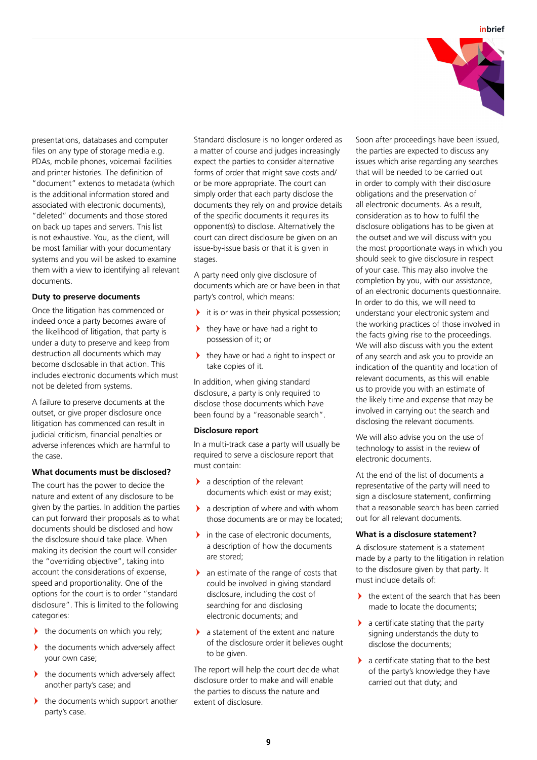presentations, databases and computer files on any type of storage media e.g. PDAs, mobile phones, voicemail facilities and printer histories. The definition of "document" extends to metadata (which is the additional information stored and associated with electronic documents), "deleted" documents and those stored on back up tapes and servers. This list is not exhaustive. You, as the client, will be most familiar with your documentary systems and you will be asked to examine them with a view to identifying all relevant documents.

### Duty to preserve documents

Once the litigation has commenced or indeed once a party becomes aware of the likelihood of litigation, that party is under a duty to preserve and keep from destruction all documents which may become disclosable in that action. This includes electronic documents which must not be deleted from systems.

A failure to preserve documents at the outset, or give proper disclosure once litigation has commenced can result in judicial criticism, financial penalties or adverse inferences which are harmful to the case.

### What documents must be disclosed?

The court has the power to decide the nature and extent of any disclosure to be given by the parties. In addition the parties can put forward their proposals as to what documents should be disclosed and how the disclosure should take place. When making its decision the court will consider the "overriding objective", taking into account the considerations of expense, speed and proportionality. One of the options for the court is to order "standard disclosure". This is limited to the following categories:

- the documents on which you rely;
- the documents which adversely affect your own case;
- the documents which adversely affect another party's case; and
- the documents which support another party's case.

Standard disclosure is no longer ordered as a matter of course and judges increasingly expect the parties to consider alternative forms of order that might save costs and/or be more appropriate. The court can simply order that each party disclose the documents they rely on and provide details of the specific documents it requires its opponent(s) to disclose. Alternatively the court can direct disclosure be given on an issue-by-issue basis or that it is given in stages.

A party need only give disclosure of documents which are or have been in that party's control, which means:

- it is or was in their physical possession;
- they have or have had a right to possession of it; or
- they have or had a right to inspect or take copies of it.

In addition, when giving standard disclosure, a party is only required to disclose those documents which have been found by a "reasonable search".

### Disclosure report

In a multi-track case a party will usually be required to serve a disclosure report that must contain:

- a description of the relevant documents which exist or may exist;
- a description of where and with whom those documents are or may be located;
- in the case of electronic documents, a description of how the documents are stored;
- an estimate of the range of costs that could be involved in giving standard disclosure, including the cost of searching for and disclosing electronic documents; and
- a statement of the extent and nature of the disclosure order it believes ought to be given.

The report will help the court decide what disclosure order to make and will enable the parties to discuss the nature and extent of disclosure.

Soon after proceedings have been issued, the parties are expected to discuss any issues which arise regarding any searches that will be needed to be carried out in order to comply with their disclosure obligations and the preservation of all electronic documents. As a result, consideration as to how to fulfil the disclosure obligations has to be given at the outset and we will discuss with you the most proportionate ways in which you should seek to give disclosure in respect of your case. This may also involve the completion by you, with our assistance, of an electronic documents questionnaire. In order to do this, we will need to understand your electronic system and the working practices of those involved in the facts giving rise to the proceedings. We will also discuss with you the extent of any search and ask you to provide an indication of the quantity and location of relevant documents, as this will enable us to provide you with an estimate of the likely time and expense that may be involved in carrying out the search and disclosing the relevant documents.

We will also advise you on the use of technology to assist in the review of electronic documents.

At the end of the list of documents a representative of the party will need to sign a disclosure statement, confirming that a reasonable search has been carried out for all relevant documents.

### What is a disclosure statement?

A disclosure statement is a statement made by a party to the litigation in relation to the disclosure given by that party. It must include details of:

- the extent of the search that has been made to locate the documents;
- a certificate stating that the party signing understands the duty to disclose the documents;
- a certificate stating that to the best of the party's knowledge they have carried out that duty; and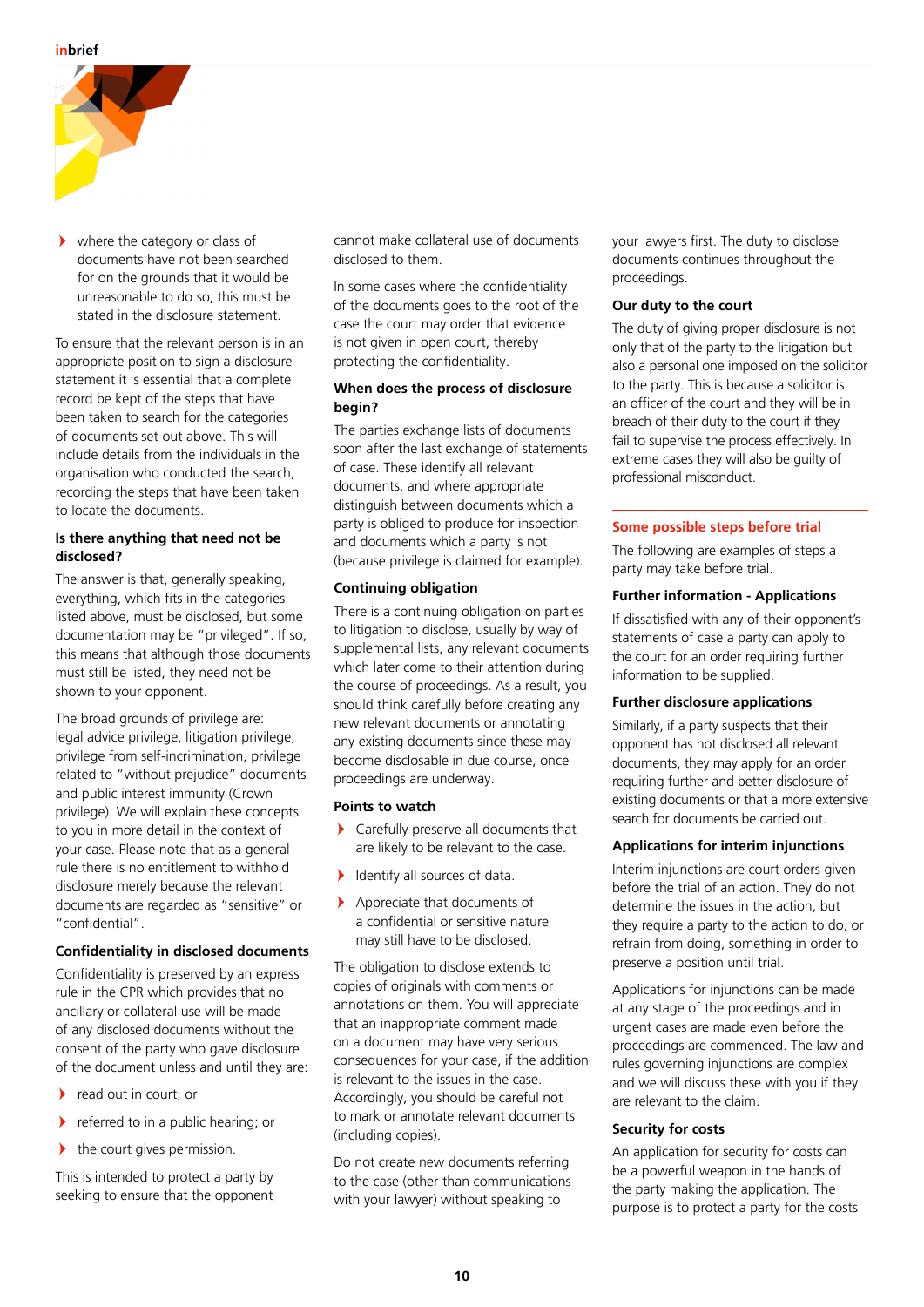- where the category or class of documents have not been searched for on the grounds that it would be unreasonable to do so, this must be stated in the disclosure statement.

To ensure that the relevant person is in an appropriate position to sign a disclosure statement it is essential that a complete record be kept of the steps that have been taken to search for the categories of documents set out above. This will include details from the individuals in the organisation who conducted the search, recording the steps that have been taken to locate the documents.

### Is there anything that need not be disclosed?

The answer is that, generally speaking, everything, which fits in the categories listed above, must be disclosed, but some documentation may be "privileged". If so, this means that although those documents must still be listed, they need not be shown to your opponent.

The broad grounds of privilege are: legal advice privilege, litigation privilege, privilege from self-incrimination, privilege related to "without prejudice" documents and public interest immunity (Crown privilege). We will explain these concepts to you in more detail in the context of your case. Please note that as a general rule there is no entitlement to withhold disclosure merely because the relevant documents are regarded as "sensitive" or "confidential".

### Confidentiality in disclosed documents

Confidentiality is preserved by an express rule in the CPR which provides that no ancillary or collateral use will be made of any disclosed documents without the consent of the party who gave disclosure of the document unless and until they are:

- read out in court; or
- referred to in a public hearing; or
- the court gives permission.

This is intended to protect a party by seeking to ensure that the opponent cannot make collateral use of documents disclosed to them.

In some cases where the confidentiality of the documents goes to the root of the case the court may order that evidence is not given in open court, thereby protecting the confidentiality.

### When does the process of disclosure begin?

The parties exchange lists of documents soon after the last exchange of statements of case. These identify all relevant documents, and where appropriate distinguish between documents which a party is obliged to produce for inspection and documents which a party is not (because privilege is claimed for example).

### Continuing obligation

There is a continuing obligation on parties to litigation to disclose, usually by way of supplemental lists, any relevant documents which later come to their attention during the course of proceedings. As a result, you should think carefully before creating any new relevant documents or annotating any existing documents since these may become disclosable in due course, once proceedings are underway.

### Points to watch

- Carefully preserve all documents that are likely to be relevant to the case.
- Identify all sources of data.
- Appreciate that documents of a confidential or sensitive nature may still have to be disclosed.

The obligation to disclose extends to copies of originals with comments or annotations on them. You will appreciate that an inappropriate comment made on a document may have very serious consequences for your case, if the addition is relevant to the issues in the case. Accordingly, you should be careful not to mark or annotate relevant documents (including copies).

Do not create new documents referring to the case (other than communications with your lawyer) without speaking to your lawyers first. The duty to disclose documents continues throughout the proceedings.

### Our duty to the court

The duty of giving proper disclosure is not only that of the party to the litigation but also a personal one imposed on the solicitor to the party. This is because a solicitor is an officer of the court and they will be in breach of their duty to the court if they fail to supervise the process effectively. In extreme cases they will also be guilty of professional misconduct.

## Some possible steps before trial

The following are examples of steps a party may take before trial.

### Further information - Applications

If dissatisfied with any of their opponent's statements of case a party can apply to the court for an order requiring further information to be supplied.

### Further disclosure applications

Similarly, if a party suspects that their opponent has not disclosed all relevant documents, they may apply for an order requiring further and better disclosure of existing documents or that a more extensive search for documents be carried out.

### Applications for interim injunctions

Interim injunctions are court orders given before the trial of an action. They do not determine the issues in the action, but they require a party to the action to do, or refrain from doing, something in order to preserve a position until trial.

Applications for injunctions can be made at any stage of the proceedings and in urgent cases are made even before the proceedings are commenced. The law and rules governing injunctions are complex and we will discuss these with you if they are relevant to the claim.

### Security for costs

An application for security for costs can be a powerful weapon in the hands of the party making the application. The purpose is to protect a party for the costs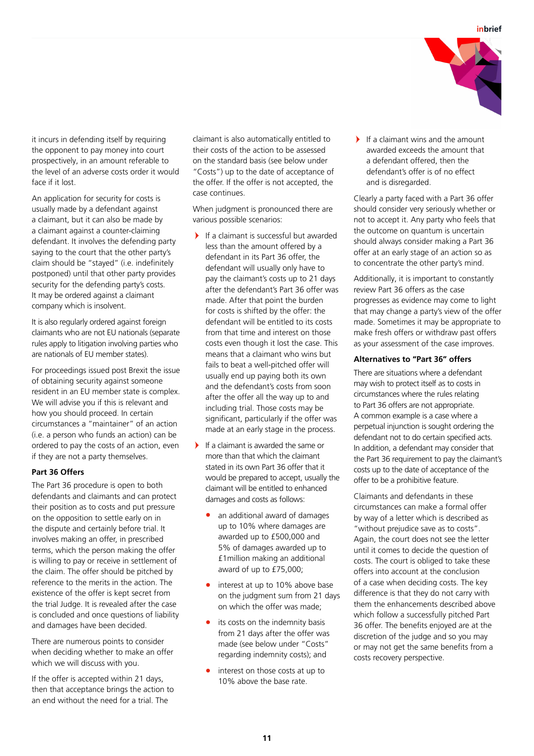it incurs in defending itself by requiring the opponent to pay money into court prospectively, in an amount referable to the level of an adverse costs order it would face if it lost.

An application for security for costs is usually made by a defendant against a claimant, but it can also be made by a claimant against a counter-claiming defendant. It involves the defending party saying to the court that the other party's claim should be "stayed" (i.e. indefinitely postponed) until that other party provides security for the defending party's costs. It may be ordered against a claimant company which is insolvent.

It is also regularly ordered against foreign claimants who are not EU nationals (separate rules apply to litigation involving parties who are nationals of EU member states).

For proceedings issued post Brexit the issue of obtaining security against someone resident in an EU member state is complex. We will advise you if this is relevant and how you should proceed. In certain circumstances a "maintainer" of an action (i.e. a person who funds an action) can be ordered to pay the costs of an action, even if they are not a party themselves.

### Part 36 Offers

The Part 36 procedure is open to both defendants and claimants and can protect their position as to costs and put pressure on the opposition to settle early on in the dispute and certainly before trial. It involves making an offer, in prescribed terms, which the person making the offer is willing to pay or receive in settlement of the claim. The offer should be pitched by reference to the merits in the action. The existence of the offer is kept secret from the trial Judge. It is revealed after the case is concluded and once questions of liability and damages have been decided.

There are numerous points to consider when deciding whether to make an offer which we will discuss with you.

If the offer is accepted within 21 days, then that acceptance brings the action to an end without the need for a trial. The claimant is also automatically entitled to their costs of the action to be assessed on the standard basis (see below under "Costs") up to the date of acceptance of the offer. If the offer is not accepted, the case continues.

When judgment is pronounced there are various possible scenarios:

- If a claimant is successful but awarded less than the amount offered by a defendant in its Part 36 offer, the defendant will usually only have to pay the claimant's costs up to 21 days after the defendant's Part 36 offer was made. After that point the burden for costs is shifted by the offer: the defendant will be entitled to its costs from that time and interest on those costs even though it lost the case. This means that a claimant who wins but fails to beat a well-pitched offer will usually end up paying both its own and the defendant's costs from soon after the offer all the way up to and including trial. Those costs may be significant, particularly if the offer was made at an early stage in the process.
- If a claimant is awarded the same or more than that which the claimant stated in its own Part 36 offer that it would be prepared to accept, usually the claimant will be entitled to enhanced damages and costs as follows:
  - an additional award of damages up to 10% where damages are awarded up to £500,000 and 5% of damages awarded up to £1million making an additional award of up to £75,000;
  - interest at up to 10% above base on the judgment sum from 21 days on which the offer was made;
  - its costs on the indemnity basis from 21 days after the offer was made (see below under "Costs" regarding indemnity costs); and
  - interest on those costs at up to 10% above the base rate.
- If a claimant wins and the amount awarded exceeds the amount that a defendant offered, then the defendant's offer is of no effect and is disregarded.

Clearly a party faced with a Part 36 offer should consider very seriously whether or not to accept it. Any party who feels that the outcome on quantum is uncertain should always consider making a Part 36 offer at an early stage of an action so as to concentrate the other party's mind.

Additionally, it is important to constantly review Part 36 offers as the case progresses as evidence may come to light that may change a party's view of the offer made. Sometimes it may be appropriate to make fresh offers or withdraw past offers as your assessment of the case improves.

### Alternatives to "Part 36" offers

There are situations where a defendant may wish to protect itself as to costs in circumstances where the rules relating to Part 36 offers are not appropriate. A common example is a case where a perpetual injunction is sought ordering the defendant not to do certain specified acts. In addition, a defendant may consider that the Part 36 requirement to pay the claimant's costs up to the date of acceptance of the offer to be a prohibitive feature.

Claimants and defendants in these circumstances can make a formal offer by way of a letter which is described as "without prejudice save as to costs". Again, the court does not see the letter until it comes to decide the question of costs. The court is obliged to take these offers into account at the conclusion of a case when deciding costs. The key difference is that they do not carry with them the enhancements described above which follow a successfully pitched Part 36 offer. The benefits enjoyed are at the discretion of the judge and so you may or may not get the same benefits from a costs recovery perspective.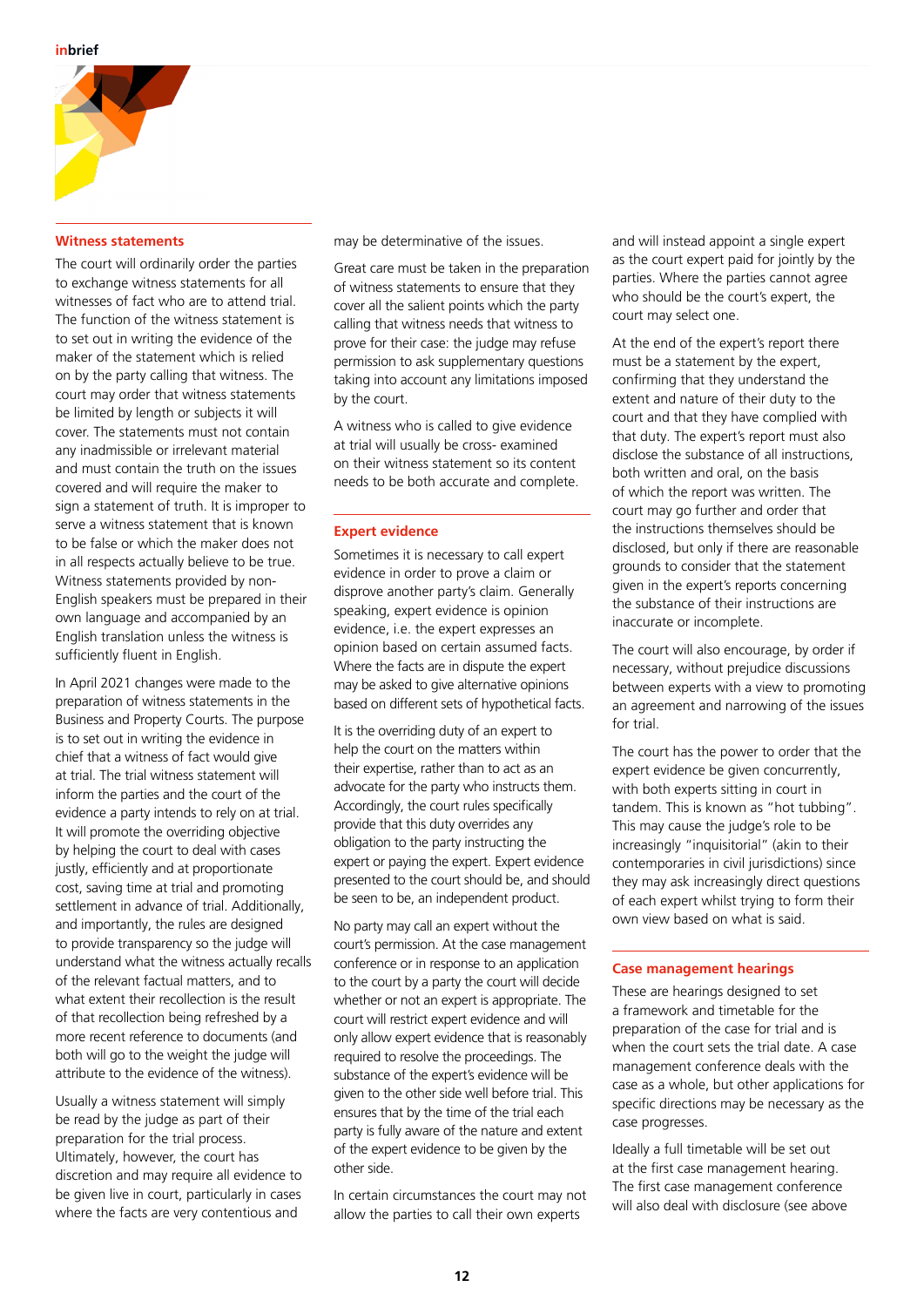## Witness statements

The court will ordinarily order the parties to exchange witness statements for all witnesses of fact who are to attend trial. The function of the witness statement is to set out in writing the evidence of the maker of the statement which is relied on by the party calling that witness. The court may order that witness statements be limited by length or subjects it will cover. The statements must not contain any inadmissible or irrelevant material and must contain the truth on the issues covered and will require the maker to sign a statement of truth. It is improper to serve a witness statement that is known to be false or which the maker does not in all respects actually believe to be true. Witness statements provided by non-English speakers must be prepared in their own language and accompanied by an English translation unless the witness is sufficiently fluent in English.

In April 2021 changes were made to the preparation of witness statements in the Business and Property Courts. The purpose is to set out in writing the evidence in chief that a witness of fact would give at trial. The trial witness statement will inform the parties and the court of the evidence a party intends to rely on at trial. It will promote the overriding objective by helping the court to deal with cases justly, efficiently and at proportionate cost, saving time at trial and promoting settlement in advance of trial. Additionally, and importantly, the rules are designed to provide transparency so the judge will understand what the witness actually recalls of the relevant factual matters, and to what extent their recollection is the result of that recollection being refreshed by a more recent reference to documents (and both will go to the weight the judge will attribute to the evidence of the witness).

Usually a witness statement will simply be read by the judge as part of their preparation for the trial process. Ultimately, however, the court has discretion and may require all evidence to be given live in court, particularly in cases where the facts are very contentious and may be determinative of the issues.

Great care must be taken in the preparation of witness statements to ensure that they cover all the salient points which the party calling that witness needs that witness to prove for their case: the judge may refuse permission to ask supplementary questions taking into account any limitations imposed by the court.

A witness who is called to give evidence at trial will usually be cross- examined on their witness statement so its content needs to be both accurate and complete.

## Expert evidence

Sometimes it is necessary to call expert evidence in order to prove a claim or disprove another party's claim. Generally speaking, expert evidence is opinion evidence, i.e. the expert expresses an opinion based on certain assumed facts. Where the facts are in dispute the expert may be asked to give alternative opinions based on different sets of hypothetical facts.

It is the overriding duty of an expert to help the court on the matters within their expertise, rather than to act as an advocate for the party who instructs them. Accordingly, the court rules specifically provide that this duty overrides any obligation to the party instructing the expert or paying the expert. Expert evidence presented to the court should be, and should be seen to be, an independent product.

No party may call an expert without the court's permission. At the case management conference or in response to an application to the court by a party the court will decide whether or not an expert is appropriate. The court will restrict expert evidence and will only allow expert evidence that is reasonably required to resolve the proceedings. The substance of the expert's evidence will be given to the other side well before trial. This ensures that by the time of the trial each party is fully aware of the nature and extent of the expert evidence to be given by the other side.

In certain circumstances the court may not allow the parties to call their own experts and will instead appoint a single expert as the court expert paid for jointly by the parties. Where the parties cannot agree who should be the court's expert, the court may select one.

At the end of the expert's report there must be a statement by the expert, confirming that they understand the extent and nature of their duty to the court and that they have complied with that duty. The expert's report must also disclose the substance of all instructions, both written and oral, on the basis of which the report was written. The court may go further and order that the instructions themselves should be disclosed, but only if there are reasonable grounds to consider that the statement given in the expert's reports concerning the substance of their instructions are inaccurate or incomplete.

The court will also encourage, by order if necessary, without prejudice discussions between experts with a view to promoting an agreement and narrowing of the issues for trial.

The court has the power to order that the expert evidence be given concurrently, with both experts sitting in court in tandem. This is known as "hot tubbing". This may cause the judge's role to be increasingly "inquisitorial" (akin to their contemporaries in civil jurisdictions) since they may ask increasingly direct questions of each expert whilst trying to form their own view based on what is said.

## Case management hearings

These are hearings designed to set a framework and timetable for the preparation of the case for trial and is when the court sets the trial date. A case management conference deals with the case as a whole, but other applications for specific directions may be necessary as the case progresses.

Ideally a full timetable will be set out at the first case management hearing. The first case management conference will also deal with disclosure (see above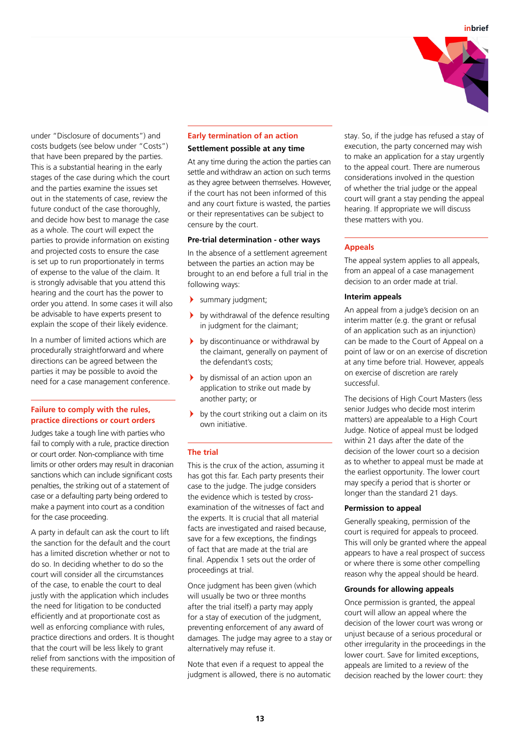under "Disclosure of documents") and costs budgets (see below under "Costs") that have been prepared by the parties. This is a substantial hearing in the early stages of the case during which the court and the parties examine the issues set out in the statements of case, review the future conduct of the case thoroughly, and decide how best to manage the case as a whole. The court will expect the parties to provide information on existing and projected costs to ensure the case is set up to run proportionately in terms of expense to the value of the claim. It is strongly advisable that you attend this hearing and the court has the power to order you attend. In some cases it will also be advisable to have experts present to explain the scope of their likely evidence.

In a number of limited actions which are procedurally straightforward and where directions can be agreed between the parties it may be possible to avoid the need for a case management conference.

## Failure to comply with the rules, practice directions or court orders

Judges take a tough line with parties who fail to comply with a rule, practice direction or court order. Non-compliance with time limits or other orders may result in draconian sanctions which can include significant costs penalties, the striking out of a statement of case or a defaulting party being ordered to make a payment into court as a condition for the case proceeding.

A party in default can ask the court to lift the sanction for the default and the court has a limited discretion whether or not to do so. In deciding whether to do so the court will consider all the circumstances of the case, to enable the court to deal justly with the application which includes the need for litigation to be conducted efficiently and at proportionate cost as well as enforcing compliance with rules, practice directions and orders. It is thought that the court will be less likely to grant relief from sanctions with the imposition of these requirements.

## Early termination of an action

### Settlement possible at any time

At any time during the action the parties can settle and withdraw an action on such terms as they agree between themselves. However, if the court has not been informed of this and any court fixture is wasted, the parties or their representatives can be subject to censure by the court.

### Pre-trial determination - other ways

In the absence of a settlement agreement between the parties an action may be brought to an end before a full trial in the following ways:

- summary judgment;
- by withdrawal of the defence resulting in judgment for the claimant;
- by discontinuance or withdrawal by the claimant, generally on payment of the defendant's costs;
- by dismissal of an action upon an application to strike out made by another party; or
- by the court striking out a claim on its own initiative.

## The trial

This is the crux of the action, assuming it has got this far. Each party presents their case to the judge. The judge considers the evidence which is tested by cross-examination of the witnesses of fact and the experts. It is crucial that all material facts are investigated and raised because, save for a few exceptions, the findings of fact that are made at the trial are final. Appendix 1 sets out the order of proceedings at trial.

Once judgment has been given (which will usually be two or three months after the trial itself) a party may apply for a stay of execution of the judgment, preventing enforcement of any award of damages. The judge may agree to a stay or alternatively may refuse it.

Note that even if a request to appeal the judgment is allowed, there is no automatic stay. So, if the judge has refused a stay of execution, the party concerned may wish to make an application for a stay urgently to the appeal court. There are numerous considerations involved in the question of whether the trial judge or the appeal court will grant a stay pending the appeal hearing. If appropriate we will discuss these matters with you.

## Appeals

The appeal system applies to all appeals, from an appeal of a case management decision to an order made at trial.

### Interim appeals

An appeal from a judge's decision on an interim matter (e.g. the grant or refusal of an application such as an injunction) can be made to the Court of Appeal on a point of law or on an exercise of discretion at any time before trial. However, appeals on exercise of discretion are rarely successful.

The decisions of High Court Masters (less senior Judges who decide most interim matters) are appealable to a High Court Judge. Notice of appeal must be lodged within 21 days after the date of the decision of the lower court so a decision as to whether to appeal must be made at the earliest opportunity. The lower court may specify a period that is shorter or longer than the standard 21 days.

### Permission to appeal

Generally speaking, permission of the court is required for appeals to proceed. This will only be granted where the appeal appears to have a real prospect of success or where there is some other compelling reason why the appeal should be heard.

### Grounds for allowing appeals

Once permission is granted, the appeal court will allow an appeal where the decision of the lower court was wrong or unjust because of a serious procedural or other irregularity in the proceedings in the lower court. Save for limited exceptions, appeals are limited to a review of the decision reached by the lower court: they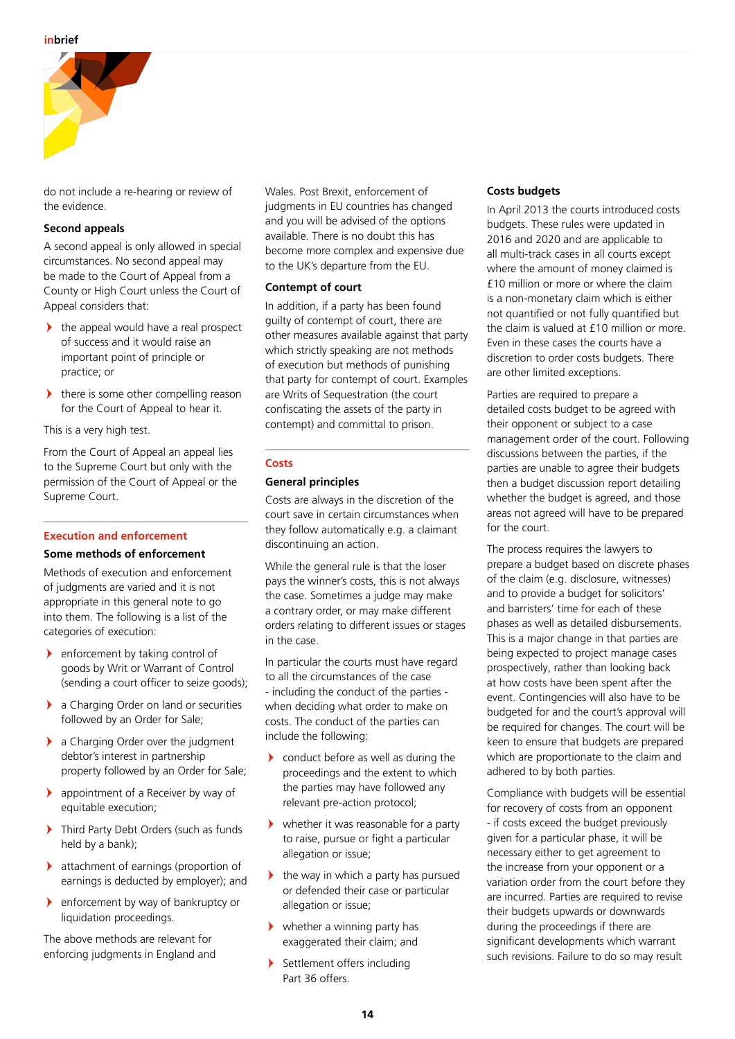do not include a re-hearing or review of the evidence.

### Second appeals

A second appeal is only allowed in special circumstances. No second appeal may be made to the Court of Appeal from a County or High Court unless the Court of Appeal considers that:

- the appeal would have a real prospect of success and it would raise an important point of principle or practice; or
- there is some other compelling reason for the Court of Appeal to hear it.

This is a very high test.

From the Court of Appeal an appeal lies to the Supreme Court but only with the permission of the Court of Appeal or the Supreme Court.

## Execution and enforcement

### Some methods of enforcement

Methods of execution and enforcement of judgments are varied and it is not appropriate in this general note to go into them. The following is a list of the categories of execution:

- enforcement by taking control of goods by Writ or Warrant of Control (sending a court officer to seize goods);
- a Charging Order on land or securities followed by an Order for Sale;
- a Charging Order over the judgment debtor's interest in partnership property followed by an Order for Sale;
- appointment of a Receiver by way of equitable execution;
- Third Party Debt Orders (such as funds held by a bank);
- attachment of earnings (proportion of earnings is deducted by employer); and
- enforcement by way of bankruptcy or liquidation proceedings.

The above methods are relevant for enforcing judgments in England and Wales. Post Brexit, enforcement of judgments in EU countries has changed and you will be advised of the options available. There is no doubt this has become more complex and expensive due to the UK's departure from the EU.

### Contempt of court

In addition, if a party has been found guilty of contempt of court, there are other measures available against that party which strictly speaking are not methods of execution but methods of punishing that party for contempt of court. Examples are Writs of Sequestration (the court confiscating the assets of the party in contempt) and committal to prison.

## Costs

### General principles

Costs are always in the discretion of the court save in certain circumstances when they follow automatically e.g. a claimant discontinuing an action.

While the general rule is that the loser pays the winner's costs, this is not always the case. Sometimes a judge may make a contrary order, or may make different orders relating to different issues or stages in the case.

In particular the courts must have regard to all the circumstances of the case - including the conduct of the parties - when deciding what order to make on costs. The conduct of the parties can include the following:

- conduct before as well as during the proceedings and the extent to which the parties may have followed any relevant pre-action protocol;
- whether it was reasonable for a party to raise, pursue or fight a particular allegation or issue;
- the way in which a party has pursued or defended their case or particular allegation or issue;
- whether a winning party has exaggerated their claim; and
- Settlement offers including Part 36 offers.

### Costs budgets

In April 2013 the courts introduced costs budgets. These rules were updated in 2016 and 2020 and are applicable to all multi-track cases in all courts except where the amount of money claimed is £10 million or more or where the claim is a non-monetary claim which is either not quantified or not fully quantified but the claim is valued at £10 million or more. Even in these cases the courts have a discretion to order costs budgets. There are other limited exceptions.

Parties are required to prepare a detailed costs budget to be agreed with their opponent or subject to a case management order of the court. Following discussions between the parties, if the parties are unable to agree their budgets then a budget discussion report detailing whether the budget is agreed, and those areas not agreed will have to be prepared for the court.

The process requires the lawyers to prepare a budget based on discrete phases of the claim (e.g. disclosure, witnesses) and to provide a budget for solicitors' and barristers' time for each of these phases as well as detailed disbursements. This is a major change in that parties are being expected to project manage cases prospectively, rather than looking back at how costs have been spent after the event. Contingencies will also have to be budgeted for and the court's approval will be required for changes. The court will be keen to ensure that budgets are prepared which are proportionate to the claim and adhered to by both parties.

Compliance with budgets will be essential for recovery of costs from an opponent - if costs exceed the budget previously given for a particular phase, it will be necessary either to get agreement to the increase from your opponent or a variation order from the court before they are incurred. Parties are required to revise their budgets upwards or downwards during the proceedings if there are significant developments which warrant such revisions. Failure to do so may result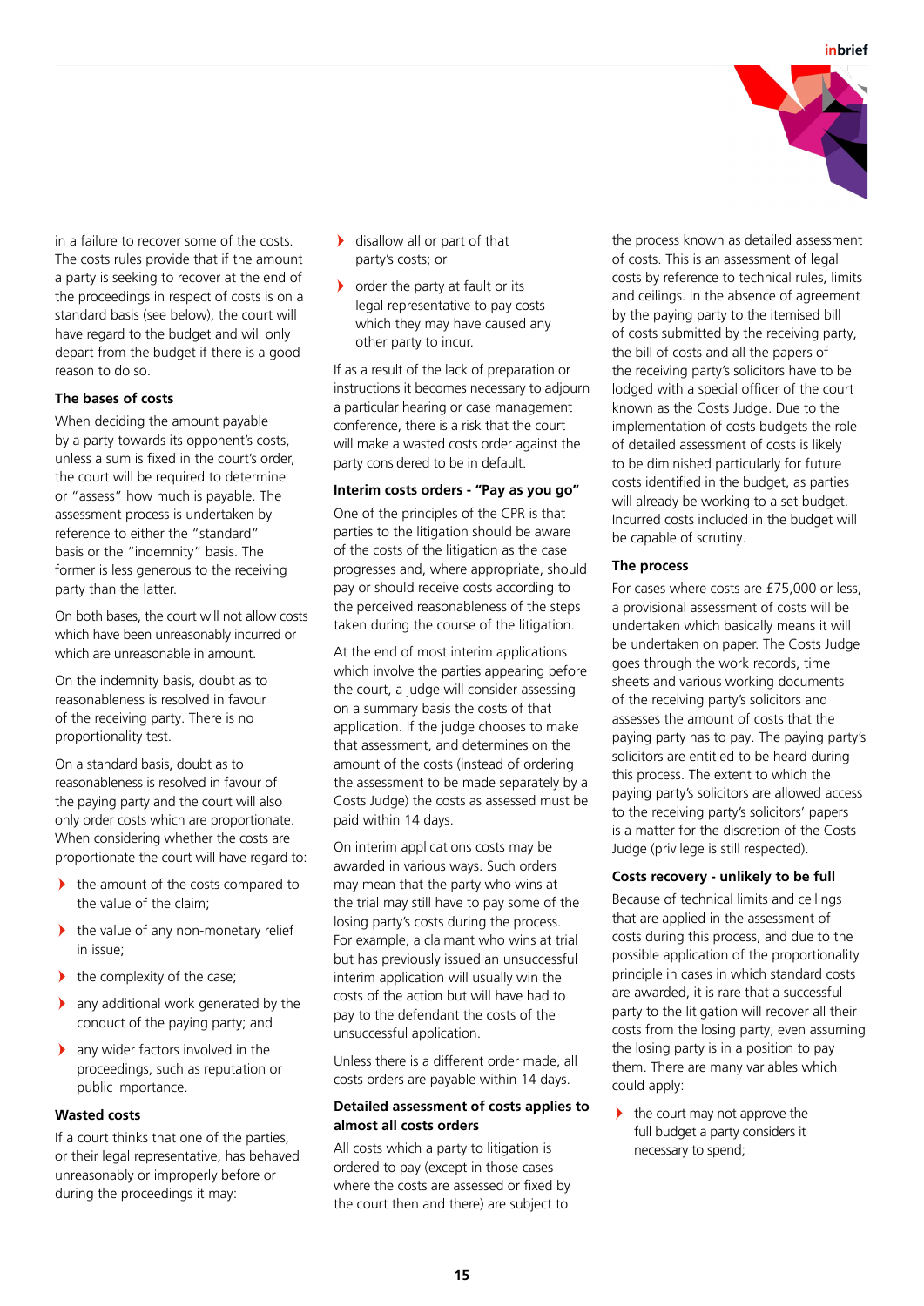in a failure to recover some of the costs. The costs rules provide that if the amount a party is seeking to recover at the end of the proceedings in respect of costs is on a standard basis (see below), the court will have regard to the budget and will only depart from the budget if there is a good reason to do so.

### The bases of costs

When deciding the amount payable by a party towards its opponent's costs, unless a sum is fixed in the court's order, the court will be required to determine or "assess" how much is payable. The assessment process is undertaken by reference to either the "standard" basis or the "indemnity" basis. The former is less generous to the receiving party than the latter.

On both bases, the court will not allow costs which have been unreasonably incurred or which are unreasonable in amount.

On the indemnity basis, doubt as to reasonableness is resolved in favour of the receiving party. There is no proportionality test.

On a standard basis, doubt as to reasonableness is resolved in favour of the paying party and the court will also only order costs which are proportionate. When considering whether the costs are proportionate the court will have regard to:

- the amount of the costs compared to the value of the claim;
- the value of any non-monetary relief in issue;
- the complexity of the case;
- any additional work generated by the conduct of the paying party; and
- any wider factors involved in the proceedings, such as reputation or public importance.

### Wasted costs

If a court thinks that one of the parties, or their legal representative, has behaved unreasonably or improperly before or during the proceedings it may:

- disallow all or part of that party's costs; or
- order the party at fault or its legal representative to pay costs which they may have caused any other party to incur.

If as a result of the lack of preparation or instructions it becomes necessary to adjourn a particular hearing or case management conference, there is a risk that the court will make a wasted costs order against the party considered to be in default.

### Interim costs orders - "Pay as you go"

One of the principles of the CPR is that parties to the litigation should be aware of the costs of the litigation as the case progresses and, where appropriate, should pay or should receive costs according to the perceived reasonableness of the steps taken during the course of the litigation.

At the end of most interim applications which involve the parties appearing before the court, a judge will consider assessing on a summary basis the costs of that application. If the judge chooses to make that assessment, and determines on the amount of the costs (instead of ordering the assessment to be made separately by a Costs Judge) the costs as assessed must be paid within 14 days.

On interim applications costs may be awarded in various ways. Such orders may mean that the party who wins at the trial may still have to pay some of the losing party's costs during the process. For example, a claimant who wins at trial but has previously issued an unsuccessful interim application will usually win the costs of the action but will have had to pay to the defendant the costs of the unsuccessful application.

Unless there is a different order made, all costs orders are payable within 14 days.

### Detailed assessment of costs applies to almost all costs orders

All costs which a party to litigation is ordered to pay (except in those cases where the costs are assessed or fixed by the court then and there) are subject to the process known as detailed assessment of costs. This is an assessment of legal costs by reference to technical rules, limits and ceilings. In the absence of agreement by the paying party to the itemised bill of costs submitted by the receiving party, the bill of costs and all the papers of the receiving party's solicitors have to be lodged with a special officer of the court known as the Costs Judge. Due to the implementation of costs budgets the role of detailed assessment of costs is likely to be diminished particularly for future costs identified in the budget, as parties will already be working to a set budget. Incurred costs included in the budget will be capable of scrutiny.

### The process

For cases where costs are £75,000 or less, a provisional assessment of costs will be undertaken which basically means it will be undertaken on paper. The Costs Judge goes through the work records, time sheets and various working documents of the receiving party's solicitors and assesses the amount of costs that the paying party has to pay. The paying party's solicitors are entitled to be heard during this process. The extent to which the paying party's solicitors are allowed access to the receiving party's solicitors' papers is a matter for the discretion of the Costs Judge (privilege is still respected).

### Costs recovery - unlikely to be full

Because of technical limits and ceilings that are applied in the assessment of costs during this process, and due to the possible application of the proportionality principle in cases in which standard costs are awarded, it is rare that a successful party to the litigation will recover all their costs from the losing party, even assuming the losing party is in a position to pay them. There are many variables which could apply:

- the court may not approve the full budget a party considers it necessary to spend;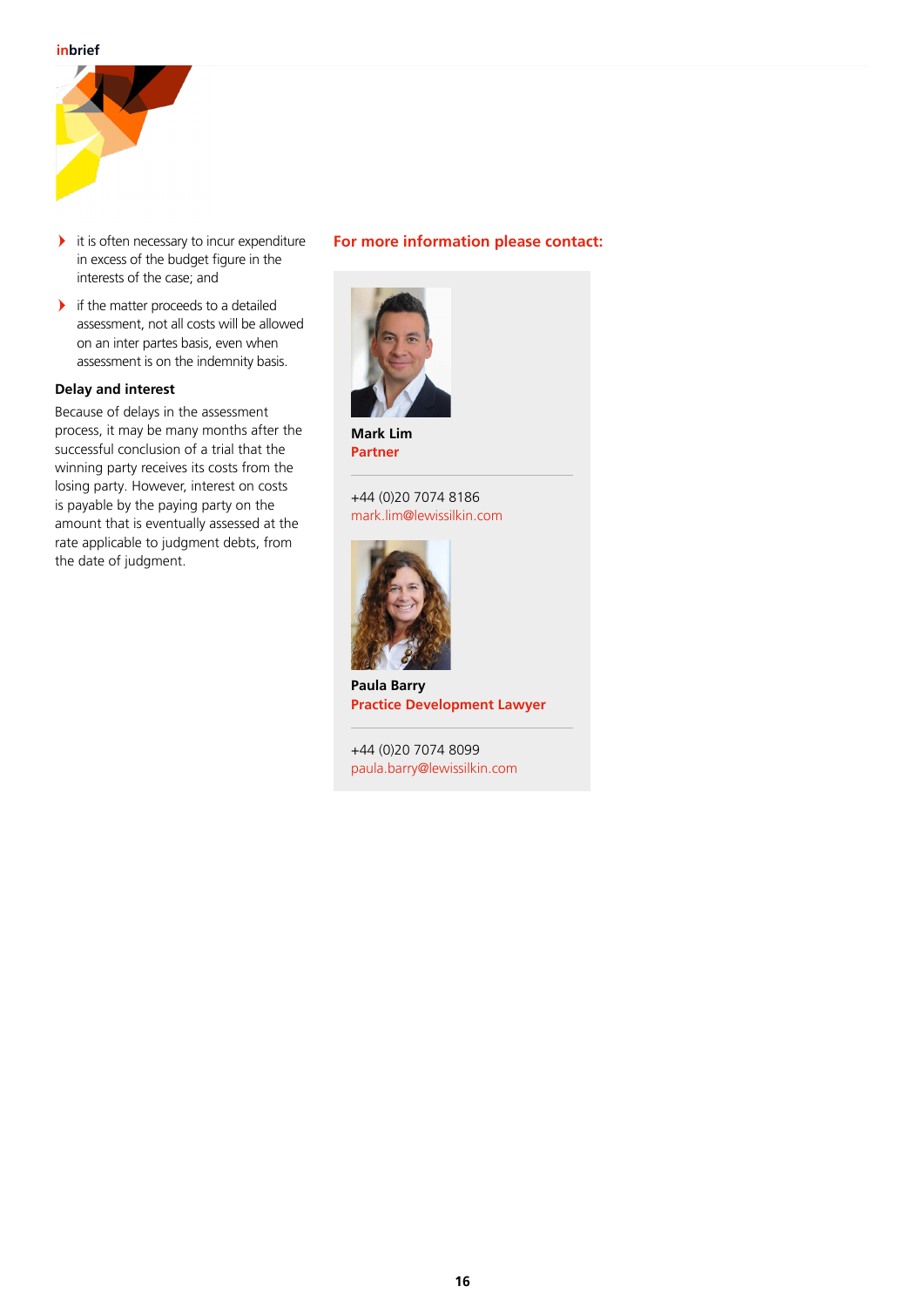- it is often necessary to incur expenditure in excess of the budget figure in the interests of the case; and
- if the matter proceeds to a detailed assessment, not all costs will be allowed on an inter partes basis, even when assessment is on the indemnity basis.

### Delay and interest

Because of delays in the assessment process, it may be many months after the successful conclusion of a trial that the winning party receives its costs from the losing party. However, interest on costs is payable by the paying party on the amount that is eventually assessed at the rate applicable to judgment debts, from the date of judgment.

## For more information please contact:

**Mark Lim**
**Partner**

+44 (0)20 7074 8186
mark.lim@lewissilkin.com

**Paula Barry**
**Practice Development Lawyer**

+44 (0)20 7074 8099
paula.barry@lewissilkin.com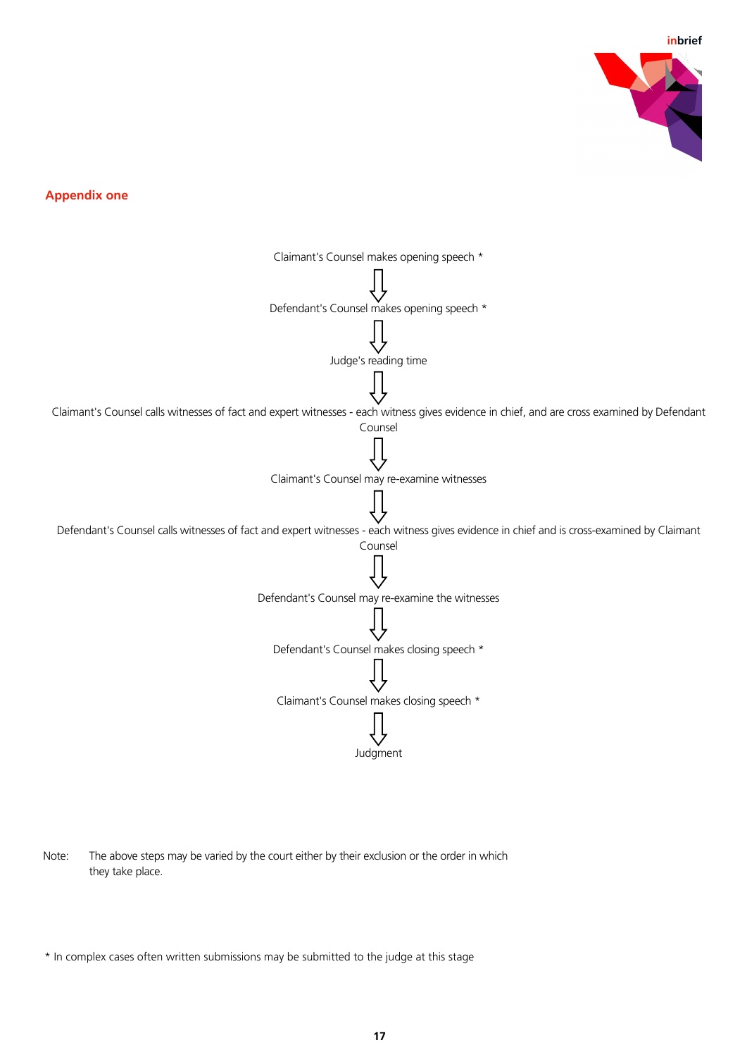## Appendix one

Claimant's Counsel makes opening speech *

↓

Defendant's Counsel makes opening speech *

↓

Judge's reading time

↓

Claimant's Counsel calls witnesses of fact and expert witnesses - each witness gives evidence in chief, and are cross examined by Defendant Counsel

↓

Claimant's Counsel may re-examine witnesses

↓

Defendant's Counsel calls witnesses of fact and expert witnesses - each witness gives evidence in chief and is cross-examined by Claimant Counsel

↓

Defendant's Counsel may re-examine the witnesses

↓

Defendant's Counsel makes closing speech *

↓

Claimant's Counsel makes closing speech *

↓

Judgment

Note: The above steps may be varied by the court either by their exclusion or the order in which they take place.

* In complex cases often written submissions may be submitted to the judge at this stage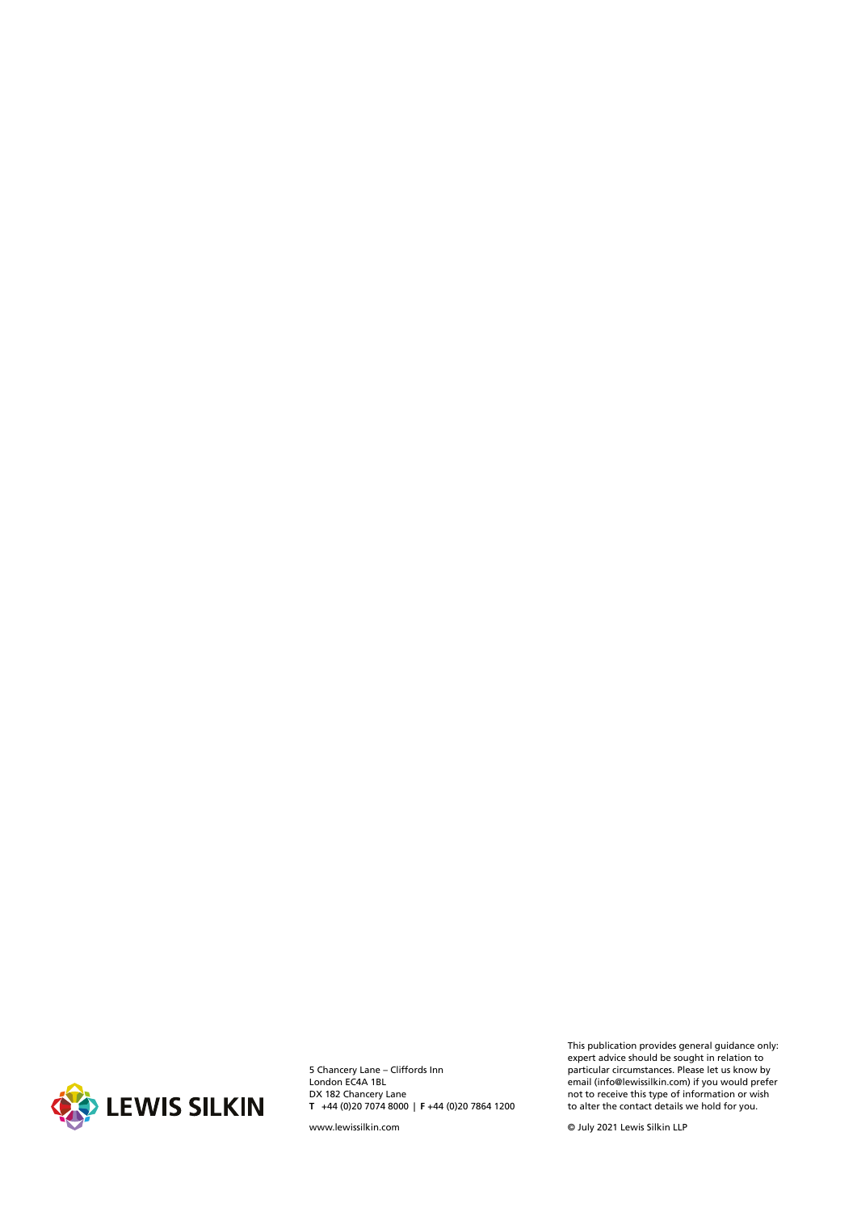LEWIS SILKIN

5 Chancery Lane – Cliffords Inn
London EC4A 1BL
DX 182 Chancery Lane
**T** +44 (0)20 7074 8000 | **F** +44 (0)20 7864 1200

www.lewissilkin.com

This publication provides general guidance only: expert advice should be sought in relation to particular circumstances. Please let us know by email (info@lewissilkin.com) if you would prefer not to receive this type of information or wish to alter the contact details we hold for you.

© July 2021 Lewis Silkin LLP